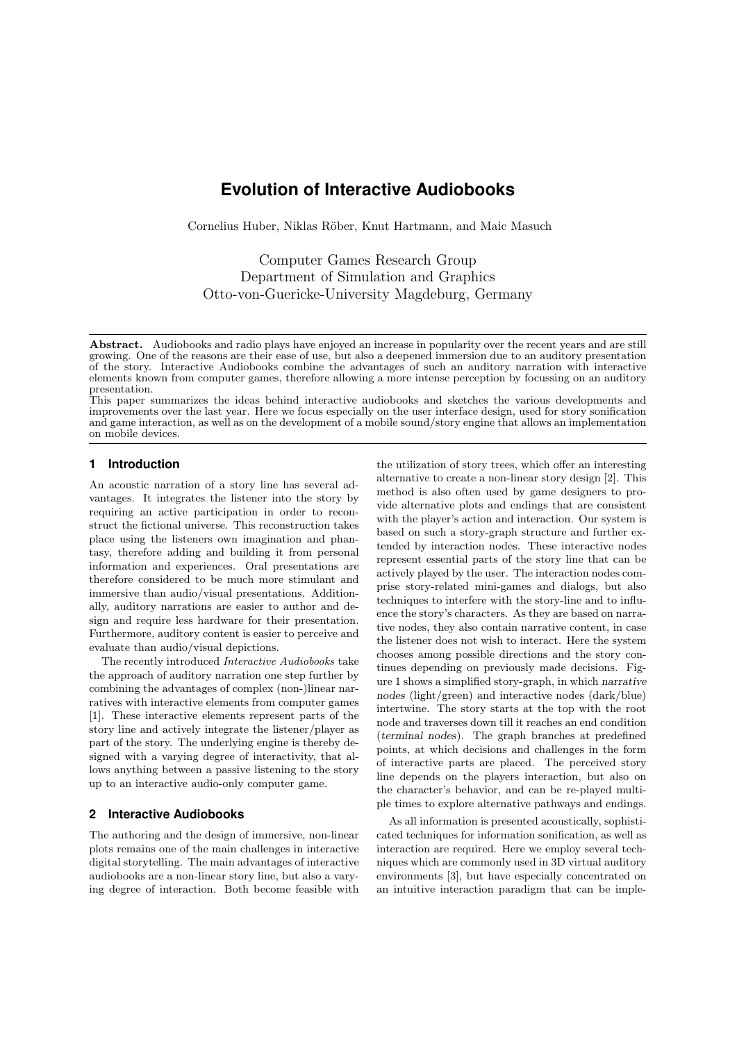# Evolution of Interactive Audiobooks

Cornelius Huber, Niklas Röber, Knut Hartmann, and Maic Masuch

Computer Games Research Group
Department of Simulation and Graphics
Otto-von-Guericke-University Magdeburg, Germany

**Abstract.** Audiobooks and radio plays have enjoyed an increase in popularity over the recent years and are still growing. One of the reasons are their ease of use, but also a deepened immersion due to an auditory presentation of the story. Interactive Audiobooks combine the advantages of such an auditory narration with interactive elements known from computer games, therefore allowing a more intense perception by focussing on an auditory presentation.
This paper summarizes the ideas behind interactive audiobooks and sketches the various developments and improvements over the last year. Here we focus especially on the user interface design, used for story sonification and game interaction, as well as on the development of a mobile sound/story engine that allows an implementation on mobile devices.

## 1 Introduction

An acoustic narration of a story line has several advantages. It integrates the listener into the story by requiring an active participation in order to reconstruct the fictional universe. This reconstruction takes place using the listeners own imagination and phantasy, therefore adding and building it from personal information and experiences. Oral presentations are therefore considered to be much more stimulant and immersive than audio/visual presentations. Additionally, auditory narrations are easier to author and design and require less hardware for their presentation. Furthermore, auditory content is easier to perceive and evaluate than audio/visual depictions.

The recently introduced *Interactive Audiobooks* take the approach of auditory narration one step further by combining the advantages of complex (non-)linear narratives with interactive elements from computer games [1]. These interactive elements represent parts of the story line and actively integrate the listener/player as part of the story. The underlying engine is thereby designed with a varying degree of interactivity, that allows anything between a passive listening to the story up to an interactive audio-only computer game.

## 2 Interactive Audiobooks

The authoring and the design of immersive, non-linear plots remains one of the main challenges in interactive digital storytelling. The main advantages of interactive audiobooks are a non-linear story line, but also a varying degree of interaction. Both become feasible with the utilization of story trees, which offer an interesting alternative to create a non-linear story design [2]. This method is also often used by game designers to provide alternative plots and endings that are consistent with the player's action and interaction. Our system is based on such a story-graph structure and further extended by interaction nodes. These interactive nodes represent essential parts of the story line that can be actively played by the user. The interaction nodes comprise story-related mini-games and dialogs, but also techniques to interfere with the story-line and to influence the story's characters. As they are based on narrative nodes, they also contain narrative content, in case the listener does not wish to interact. Here the system chooses among possible directions and the story continues depending on previously made decisions. Figure 1 shows a simplified story-graph, in which *narrative nodes* (light/green) and interactive nodes (dark/blue) intertwine. The story starts at the top with the root node and traverses down till it reaches an end condition (*terminal nodes*). The graph branches at predefined points, at which decisions and challenges in the form of interactive parts are placed. The perceived story line depends on the players interaction, but also on the character's behavior, and can be re-played multiple times to explore alternative pathways and endings.

As all information is presented acoustically, sophisticated techniques for information sonification, as well as interaction are required. Here we employ several techniques which are commonly used in 3D virtual auditory environments [3], but have especially concentrated on an intuitive interaction paradigm that can be imple-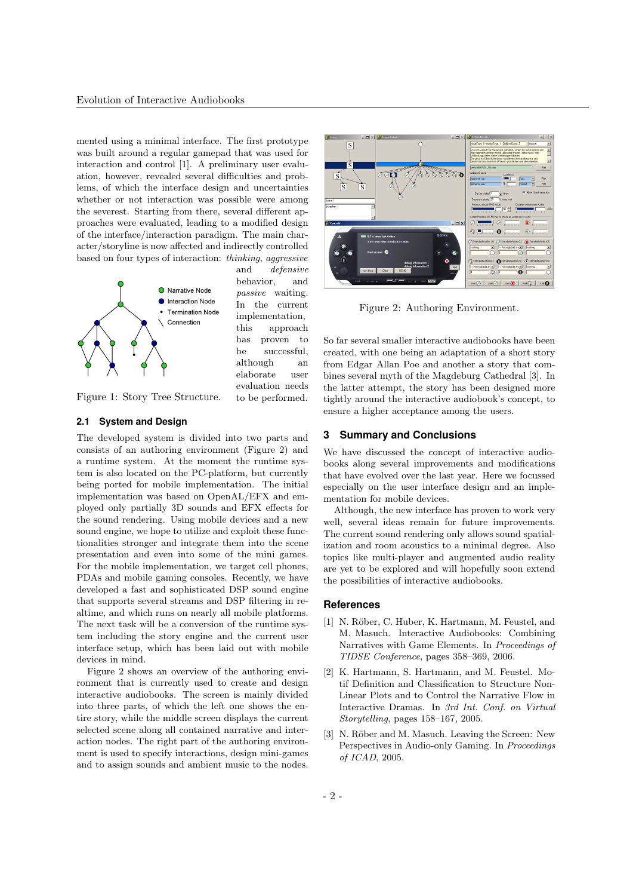mented using a minimal interface. The first prototype was built around a regular gamepad that was used for interaction and control [1]. A preliminary user evaluation, however, revealed several difficulties and problems, of which the interface design and uncertainties whether or not interaction was possible were among the severest. Starting from there, several different approaches were evaluated, leading to a modified design of the interface/interaction paradigm. The main character/storyline is now affected and indirectly controlled based on four types of interaction: *thinking*, *aggressive* and *defensive* behavior, and *passive* waiting. In the current implementation, this approach has proven to be successful, although an elaborate user evaluation needs to be performed.

Narrative Node
Interaction Node
Termination Node
Connection

Figure 1: Story Tree Structure.

## 2.1 System and Design

The developed system is divided into two parts and consists of an authoring environment (Figure 2) and a runtime system. At the moment the runtime system is also located on the PC-platform, but currently being ported for mobile implementation. The initial implementation was based on OpenAL/EFX and employed only partially 3D sounds and EFX effects for the sound rendering. Using mobile devices and a new sound engine, we hope to utilize and exploit these functionalities stronger and integrate them into the scene presentation and even into some of the mini games. For the mobile implementation, we target cell phones, PDAs and mobile gaming consoles. Recently, we have developed a fast and sophisticated DSP sound engine that supports several streams and DSP filtering in realtime, and which runs on nearly all mobile platforms. The next task will be a conversion of the runtime system including the story engine and the current user interface setup, which has been laid out with mobile devices in mind.

Figure 2 shows an overview of the authoring environment that is currently used to create and design interactive audiobooks. The screen is mainly divided into three parts, of which the left one shows the entire story, while the middle screen displays the current selected scene along all contained narrative and interaction nodes. The right part of the authoring environment is used to specify interactions, design mini-games and to assign sounds and ambient music to the nodes.

Figure 2: Authoring Environment.

So far several smaller interactive audiobooks have been created, with one being an adaptation of a short story from Edgar Allan Poe and another a story that combines several myth of the Magdeburg Cathedral [3]. In the latter attempt, the story has been designed more tightly around the interactive audiobook's concept, to ensure a higher acceptance among the users.

## 3 Summary and Conclusions

We have discussed the concept of interactive audiobooks along several improvements and modifications that have evolved over the last year. Here we focussed especially on the user interface design and an implementation for mobile devices.

Although, the new interface has proven to work very well, several ideas remain for future improvements. The current sound rendering only allows sound spatialization and room acoustics to a minimal degree. Also topics like multi-player and augmented audio reality are yet to be explored and will hopefully soon extend the possibilities of interactive audiobooks.

## References

[1] N. Röber, C. Huber, K. Hartmann, M. Feustel, and M. Masuch. Interactive Audiobooks: Combining Narratives with Game Elements. In *Proceedings of TIDSE Conference*, pages 358–369, 2006.

[2] K. Hartmann, S. Hartmann, and M. Feustel. Motif Definition and Classification to Structure Non-Linear Plots and to Control the Narrative Flow in Interactive Dramas. In *3rd Int. Conf. on Virtual Storytelling*, pages 158–167, 2005.

[3] N. Röber and M. Masuch. Leaving the Screen: New Perspectives in Audio-only Gaming. In *Proceedings of ICAD*, 2005.